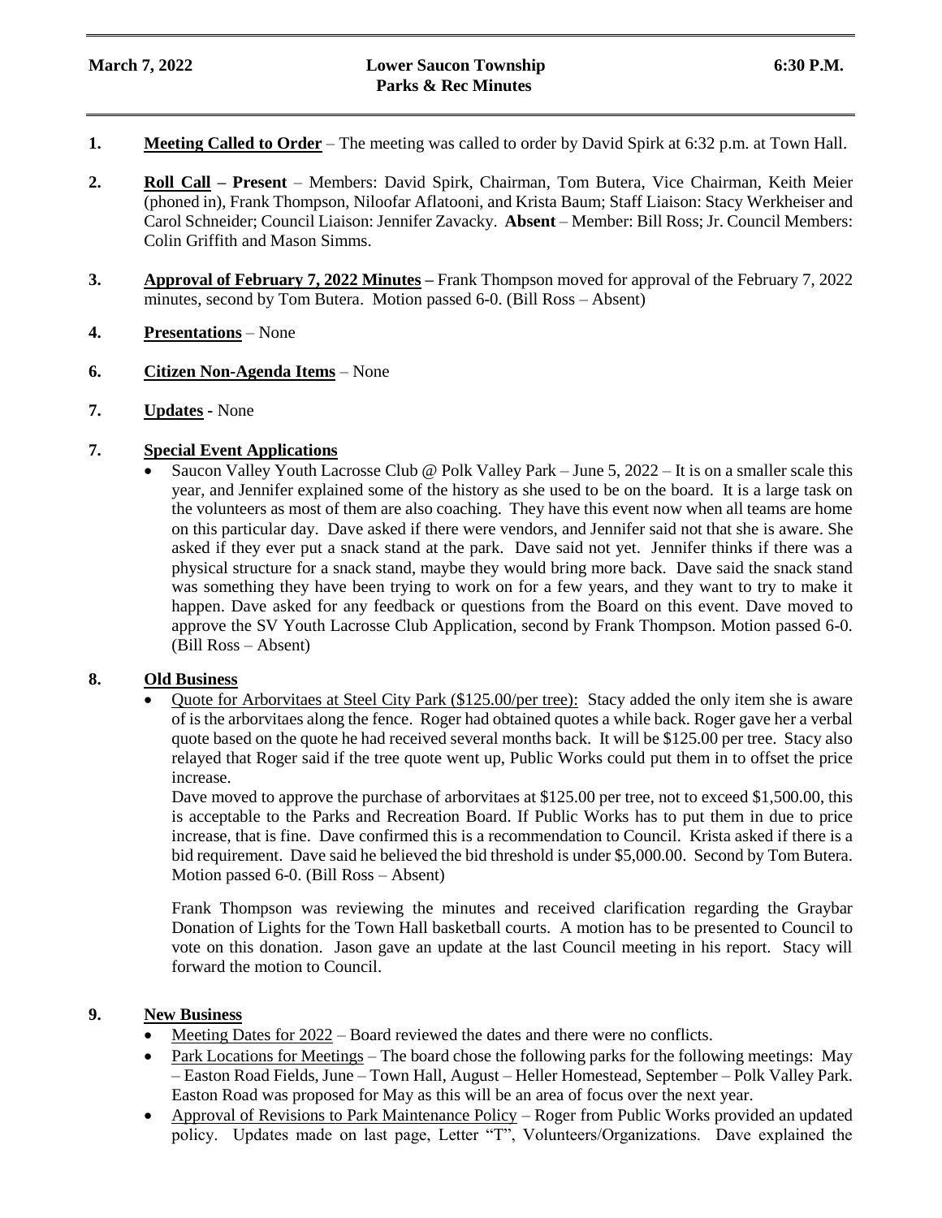**March 7, 2022** | **Lower Saucon Township Parks & Rec Minutes** | **6:30 P.M.**

1. **Meeting Called to Order** – The meeting was called to order by David Spirk at 6:32 p.m. at Town Hall.

2. **Roll Call – Present** – Members: David Spirk, Chairman, Tom Butera, Vice Chairman, Keith Meier (phoned in), Frank Thompson, Niloofar Aflatooni, and Krista Baum; Staff Liaison: Stacy Werkheiser and Carol Schneider; Council Liaison: Jennifer Zavacky. **Absent** – Member: Bill Ross; Jr. Council Members: Colin Griffith and Mason Simms.

3. **Approval of February 7, 2022 Minutes –** Frank Thompson moved for approval of the February 7, 2022 minutes, second by Tom Butera. Motion passed 6-0. (Bill Ross – Absent)

4. **Presentations** – None

6. **Citizen Non-Agenda Items** – None

7. **Updates -** None

7. **Special Event Applications**
   - Saucon Valley Youth Lacrosse Club @ Polk Valley Park – June 5, 2022 – It is on a smaller scale this year, and Jennifer explained some of the history as she used to be on the board. It is a large task on the volunteers as most of them are also coaching. They have this event now when all teams are home on this particular day. Dave asked if there were vendors, and Jennifer said not that she is aware. She asked if they ever put a snack stand at the park. Dave said not yet. Jennifer thinks if there was a physical structure for a snack stand, maybe they would bring more back. Dave said the snack stand was something they have been trying to work on for a few years, and they want to try to make it happen. Dave asked for any feedback or questions from the Board on this event. Dave moved to approve the SV Youth Lacrosse Club Application, second by Frank Thompson. Motion passed 6-0. (Bill Ross – Absent)

8. **Old Business**
   - Quote for Arborvitaes at Steel City Park ($125.00/per tree): Stacy added the only item she is aware of is the arborvitaes along the fence. Roger had obtained quotes a while back. Roger gave her a verbal quote based on the quote he had received several months back. It will be $125.00 per tree. Stacy also relayed that Roger said if the tree quote went up, Public Works could put them in to offset the price increase.

     Dave moved to approve the purchase of arborvitaes at $125.00 per tree, not to exceed $1,500.00, this is acceptable to the Parks and Recreation Board. If Public Works has to put them in due to price increase, that is fine. Dave confirmed this is a recommendation to Council. Krista asked if there is a bid requirement. Dave said he believed the bid threshold is under $5,000.00. Second by Tom Butera. Motion passed 6-0. (Bill Ross – Absent)

     Frank Thompson was reviewing the minutes and received clarification regarding the Graybar Donation of Lights for the Town Hall basketball courts. A motion has to be presented to Council to vote on this donation. Jason gave an update at the last Council meeting in his report. Stacy will forward the motion to Council.

9. **New Business**
   - Meeting Dates for 2022 – Board reviewed the dates and there were no conflicts.
   - Park Locations for Meetings – The board chose the following parks for the following meetings: May – Easton Road Fields, June – Town Hall, August – Heller Homestead, September – Polk Valley Park. Easton Road was proposed for May as this will be an area of focus over the next year.
   - Approval of Revisions to Park Maintenance Policy – Roger from Public Works provided an updated policy. Updates made on last page, Letter "T", Volunteers/Organizations. Dave explained the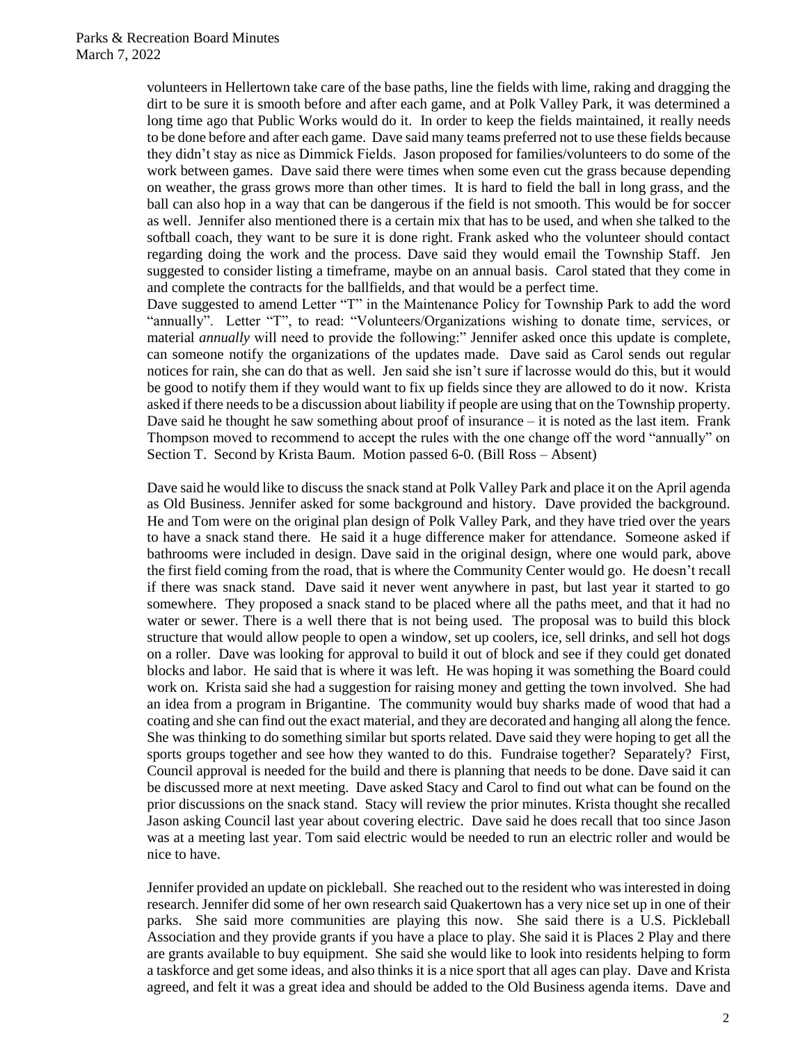volunteers in Hellertown take care of the base paths, line the fields with lime, raking and dragging the dirt to be sure it is smooth before and after each game, and at Polk Valley Park, it was determined a long time ago that Public Works would do it. In order to keep the fields maintained, it really needs to be done before and after each game. Dave said many teams preferred not to use these fields because they didn't stay as nice as Dimmick Fields. Jason proposed for families/volunteers to do some of the work between games. Dave said there were times when some even cut the grass because depending on weather, the grass grows more than other times. It is hard to field the ball in long grass, and the ball can also hop in a way that can be dangerous if the field is not smooth. This would be for soccer as well. Jennifer also mentioned there is a certain mix that has to be used, and when she talked to the softball coach, they want to be sure it is done right. Frank asked who the volunteer should contact regarding doing the work and the process. Dave said they would email the Township Staff. Jen suggested to consider listing a timeframe, maybe on an annual basis. Carol stated that they come in and complete the contracts for the ballfields, and that would be a perfect time.

Dave suggested to amend Letter "T" in the Maintenance Policy for Township Park to add the word "annually". Letter "T", to read: "Volunteers/Organizations wishing to donate time, services, or material *annually* will need to provide the following:" Jennifer asked once this update is complete, can someone notify the organizations of the updates made. Dave said as Carol sends out regular notices for rain, she can do that as well. Jen said she isn't sure if lacrosse would do this, but it would be good to notify them if they would want to fix up fields since they are allowed to do it now. Krista asked if there needs to be a discussion about liability if people are using that on the Township property. Dave said he thought he saw something about proof of insurance – it is noted as the last item. Frank Thompson moved to recommend to accept the rules with the one change off the word "annually" on Section T. Second by Krista Baum. Motion passed 6-0. (Bill Ross – Absent)

Dave said he would like to discuss the snack stand at Polk Valley Park and place it on the April agenda as Old Business. Jennifer asked for some background and history. Dave provided the background. He and Tom were on the original plan design of Polk Valley Park, and they have tried over the years to have a snack stand there. He said it a huge difference maker for attendance. Someone asked if bathrooms were included in design. Dave said in the original design, where one would park, above the first field coming from the road, that is where the Community Center would go. He doesn't recall if there was snack stand. Dave said it never went anywhere in past, but last year it started to go somewhere. They proposed a snack stand to be placed where all the paths meet, and that it had no water or sewer. There is a well there that is not being used. The proposal was to build this block structure that would allow people to open a window, set up coolers, ice, sell drinks, and sell hot dogs on a roller. Dave was looking for approval to build it out of block and see if they could get donated blocks and labor. He said that is where it was left. He was hoping it was something the Board could work on. Krista said she had a suggestion for raising money and getting the town involved. She had an idea from a program in Brigantine. The community would buy sharks made of wood that had a coating and she can find out the exact material, and they are decorated and hanging all along the fence. She was thinking to do something similar but sports related. Dave said they were hoping to get all the sports groups together and see how they wanted to do this. Fundraise together? Separately? First, Council approval is needed for the build and there is planning that needs to be done. Dave said it can be discussed more at next meeting. Dave asked Stacy and Carol to find out what can be found on the prior discussions on the snack stand. Stacy will review the prior minutes. Krista thought she recalled Jason asking Council last year about covering electric. Dave said he does recall that too since Jason was at a meeting last year. Tom said electric would be needed to run an electric roller and would be nice to have.

Jennifer provided an update on pickleball. She reached out to the resident who was interested in doing research. Jennifer did some of her own research said Quakertown has a very nice set up in one of their parks. She said more communities are playing this now. She said there is a U.S. Pickleball Association and they provide grants if you have a place to play. She said it is Places 2 Play and there are grants available to buy equipment. She said she would like to look into residents helping to form a taskforce and get some ideas, and also thinks it is a nice sport that all ages can play. Dave and Krista agreed, and felt it was a great idea and should be added to the Old Business agenda items. Dave and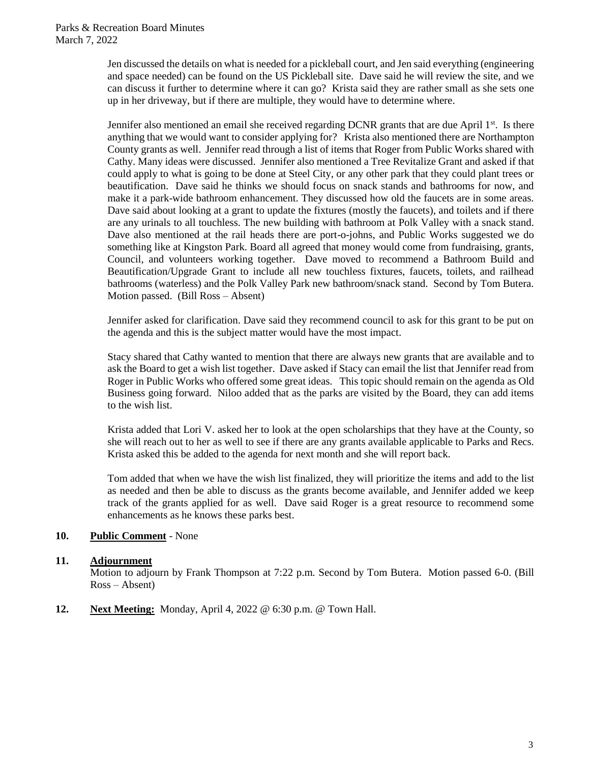Jen discussed the details on what is needed for a pickleball court, and Jen said everything (engineering and space needed) can be found on the US Pickleball site. Dave said he will review the site, and we can discuss it further to determine where it can go? Krista said they are rather small as she sets one up in her driveway, but if there are multiple, they would have to determine where.

Jennifer also mentioned an email she received regarding DCNR grants that are due April 1st. Is there anything that we would want to consider applying for? Krista also mentioned there are Northampton County grants as well. Jennifer read through a list of items that Roger from Public Works shared with Cathy. Many ideas were discussed. Jennifer also mentioned a Tree Revitalize Grant and asked if that could apply to what is going to be done at Steel City, or any other park that they could plant trees or beautification. Dave said he thinks we should focus on snack stands and bathrooms for now, and make it a park-wide bathroom enhancement. They discussed how old the faucets are in some areas. Dave said about looking at a grant to update the fixtures (mostly the faucets), and toilets and if there are any urinals to all touchless. The new building with bathroom at Polk Valley with a snack stand. Dave also mentioned at the rail heads there are port-o-johns, and Public Works suggested we do something like at Kingston Park. Board all agreed that money would come from fundraising, grants, Council, and volunteers working together. Dave moved to recommend a Bathroom Build and Beautification/Upgrade Grant to include all new touchless fixtures, faucets, toilets, and railhead bathrooms (waterless) and the Polk Valley Park new bathroom/snack stand. Second by Tom Butera. Motion passed. (Bill Ross – Absent)

Jennifer asked for clarification. Dave said they recommend council to ask for this grant to be put on the agenda and this is the subject matter would have the most impact.

Stacy shared that Cathy wanted to mention that there are always new grants that are available and to ask the Board to get a wish list together. Dave asked if Stacy can email the list that Jennifer read from Roger in Public Works who offered some great ideas. This topic should remain on the agenda as Old Business going forward. Niloo added that as the parks are visited by the Board, they can add items to the wish list.

Krista added that Lori V. asked her to look at the open scholarships that they have at the County, so she will reach out to her as well to see if there are any grants available applicable to Parks and Recs. Krista asked this be added to the agenda for next month and she will report back.

Tom added that when we have the wish list finalized, they will prioritize the items and add to the list as needed and then be able to discuss as the grants become available, and Jennifer added we keep track of the grants applied for as well. Dave said Roger is a great resource to recommend some enhancements as he knows these parks best.

**10. Public Comment** - None

**11. Adjournment**

Motion to adjourn by Frank Thompson at 7:22 p.m. Second by Tom Butera. Motion passed 6-0. (Bill Ross – Absent)

**12. Next Meeting:** Monday, April 4, 2022 @ 6:30 p.m. @ Town Hall.